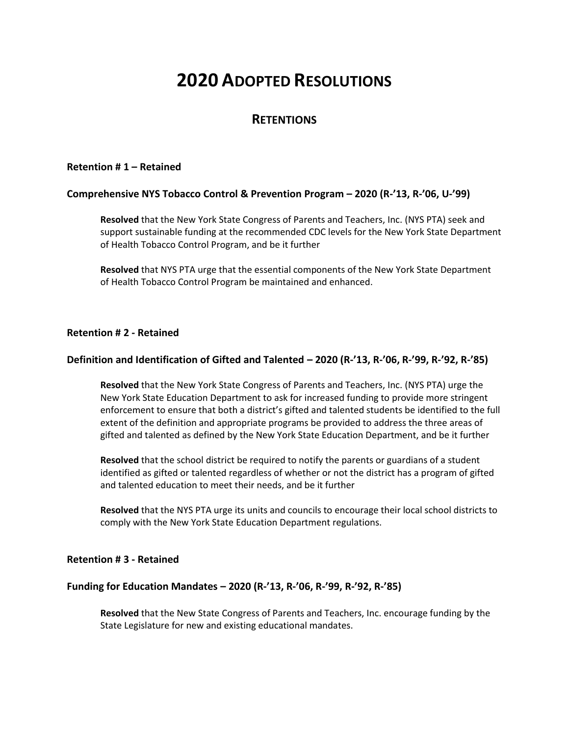# 2020 Adopted Resolutions

## Retentions

**Retention # 1 – Retained**

**Comprehensive NYS Tobacco Control & Prevention Program – 2020 (R-'13, R-'06, U-'99)**

> **Resolved** that the New York State Congress of Parents and Teachers, Inc. (NYS PTA) seek and support sustainable funding at the recommended CDC levels for the New York State Department of Health Tobacco Control Program, and be it further
>
> **Resolved** that NYS PTA urge that the essential components of the New York State Department of Health Tobacco Control Program be maintained and enhanced.

**Retention # 2 - Retained**

**Definition and Identification of Gifted and Talented – 2020 (R-'13, R-'06, R-'99, R-'92, R-'85)**

> **Resolved** that the New York State Congress of Parents and Teachers, Inc. (NYS PTA) urge the New York State Education Department to ask for increased funding to provide more stringent enforcement to ensure that both a district's gifted and talented students be identified to the full extent of the definition and appropriate programs be provided to address the three areas of gifted and talented as defined by the New York State Education Department, and be it further
>
> **Resolved** that the school district be required to notify the parents or guardians of a student identified as gifted or talented regardless of whether or not the district has a program of gifted and talented education to meet their needs, and be it further
>
> **Resolved** that the NYS PTA urge its units and councils to encourage their local school districts to comply with the New York State Education Department regulations.

**Retention # 3 - Retained**

**Funding for Education Mandates – 2020 (R-'13, R-'06, R-'99, R-'92, R-'85)**

> **Resolved** that the New State Congress of Parents and Teachers, Inc. encourage funding by the State Legislature for new and existing educational mandates.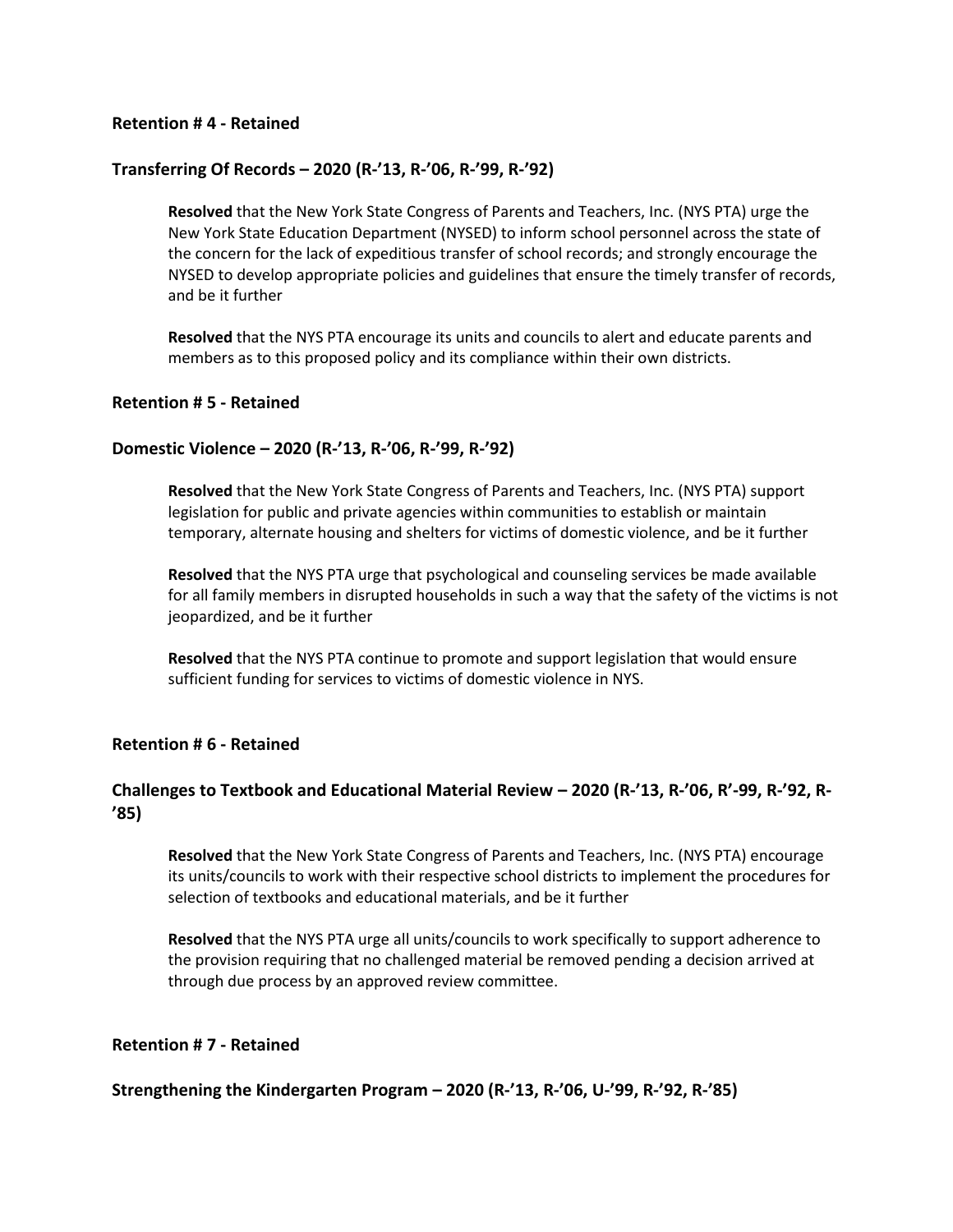**Retention # 4 - Retained**

**Transferring Of Records – 2020 (R-'13, R-'06, R-'99, R-'92)**

**Resolved** that the New York State Congress of Parents and Teachers, Inc. (NYS PTA) urge the New York State Education Department (NYSED) to inform school personnel across the state of the concern for the lack of expeditious transfer of school records; and strongly encourage the NYSED to develop appropriate policies and guidelines that ensure the timely transfer of records, and be it further

**Resolved** that the NYS PTA encourage its units and councils to alert and educate parents and members as to this proposed policy and its compliance within their own districts.

**Retention # 5 - Retained**

**Domestic Violence – 2020 (R-'13, R-'06, R-'99, R-'92)**

**Resolved** that the New York State Congress of Parents and Teachers, Inc. (NYS PTA) support legislation for public and private agencies within communities to establish or maintain temporary, alternate housing and shelters for victims of domestic violence, and be it further

**Resolved** that the NYS PTA urge that psychological and counseling services be made available for all family members in disrupted households in such a way that the safety of the victims is not jeopardized, and be it further

**Resolved** that the NYS PTA continue to promote and support legislation that would ensure sufficient funding for services to victims of domestic violence in NYS.

**Retention # 6 - Retained**

**Challenges to Textbook and Educational Material Review – 2020 (R-'13, R-'06, R'-99, R-'92, R-'85)**

**Resolved** that the New York State Congress of Parents and Teachers, Inc. (NYS PTA) encourage its units/councils to work with their respective school districts to implement the procedures for selection of textbooks and educational materials, and be it further

**Resolved** that the NYS PTA urge all units/councils to work specifically to support adherence to the provision requiring that no challenged material be removed pending a decision arrived at through due process by an approved review committee.

**Retention # 7 - Retained**

**Strengthening the Kindergarten Program – 2020 (R-'13, R-'06, U-'99, R-'92, R-'85)**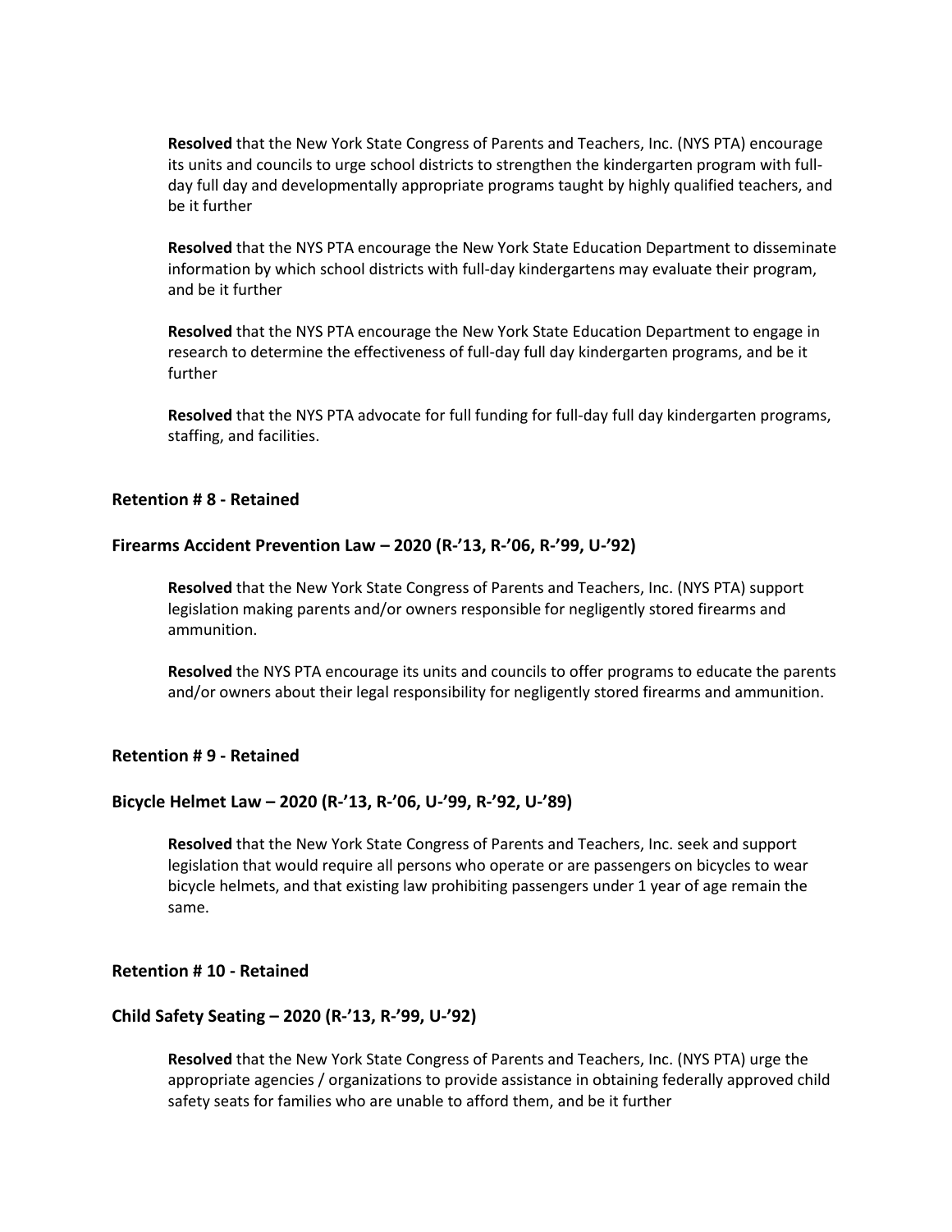**Resolved** that the New York State Congress of Parents and Teachers, Inc. (NYS PTA) encourage its units and councils to urge school districts to strengthen the kindergarten program with full-day full day and developmentally appropriate programs taught by highly qualified teachers, and be it further

**Resolved** that the NYS PTA encourage the New York State Education Department to disseminate information by which school districts with full-day kindergartens may evaluate their program, and be it further

**Resolved** that the NYS PTA encourage the New York State Education Department to engage in research to determine the effectiveness of full-day full day kindergarten programs, and be it further

**Resolved** that the NYS PTA advocate for full funding for full-day full day kindergarten programs, staffing, and facilities.

### Retention # 8 - Retained

### Firearms Accident Prevention Law – 2020 (R-'13, R-'06, R-'99, U-'92)

**Resolved** that the New York State Congress of Parents and Teachers, Inc. (NYS PTA) support legislation making parents and/or owners responsible for negligently stored firearms and ammunition.

**Resolved** the NYS PTA encourage its units and councils to offer programs to educate the parents and/or owners about their legal responsibility for negligently stored firearms and ammunition.

### Retention # 9 - Retained

### Bicycle Helmet Law – 2020 (R-'13, R-'06, U-'99, R-'92, U-'89)

**Resolved** that the New York State Congress of Parents and Teachers, Inc. seek and support legislation that would require all persons who operate or are passengers on bicycles to wear bicycle helmets, and that existing law prohibiting passengers under 1 year of age remain the same.

### Retention # 10 - Retained

### Child Safety Seating – 2020 (R-'13, R-'99, U-'92)

**Resolved** that the New York State Congress of Parents and Teachers, Inc. (NYS PTA) urge the appropriate agencies / organizations to provide assistance in obtaining federally approved child safety seats for families who are unable to afford them, and be it further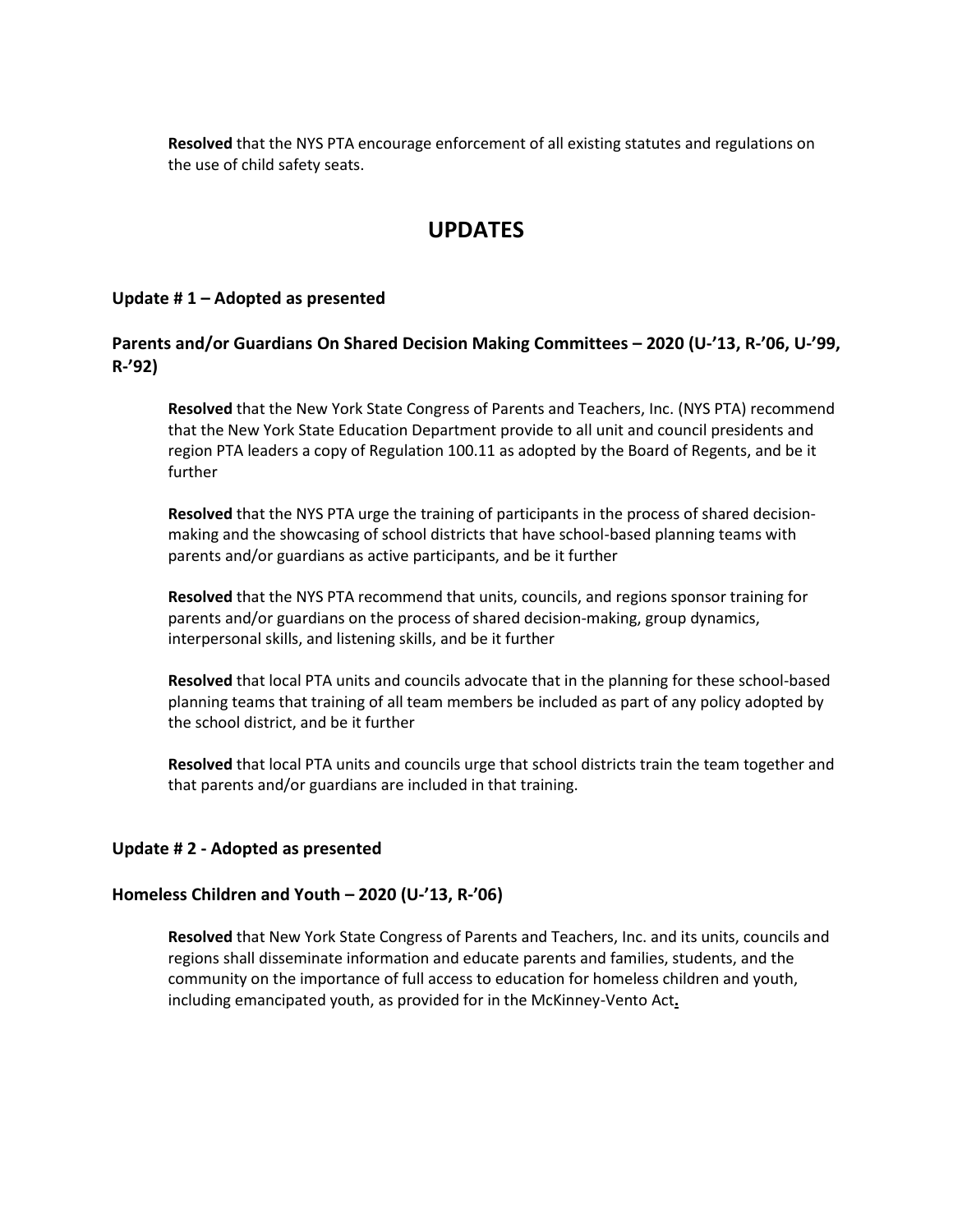**Resolved** that the NYS PTA encourage enforcement of all existing statutes and regulations on the use of child safety seats.

## UPDATES

### Update # 1 – Adopted as presented

### Parents and/or Guardians On Shared Decision Making Committees – 2020 (U-’13, R-’06, U-’99, R-’92)

**Resolved** that the New York State Congress of Parents and Teachers, Inc. (NYS PTA) recommend that the New York State Education Department provide to all unit and council presidents and region PTA leaders a copy of Regulation 100.11 as adopted by the Board of Regents, and be it further

**Resolved** that the NYS PTA urge the training of participants in the process of shared decision-making and the showcasing of school districts that have school-based planning teams with parents and/or guardians as active participants, and be it further

**Resolved** that the NYS PTA recommend that units, councils, and regions sponsor training for parents and/or guardians on the process of shared decision-making, group dynamics, interpersonal skills, and listening skills, and be it further

**Resolved** that local PTA units and councils advocate that in the planning for these school-based planning teams that training of all team members be included as part of any policy adopted by the school district, and be it further

**Resolved** that local PTA units and councils urge that school districts train the team together and that parents and/or guardians are included in that training.

### Update # 2 - Adopted as presented

### Homeless Children and Youth – 2020 (U-’13, R-’06)

**Resolved** that New York State Congress of Parents and Teachers, Inc. and its units, councils and regions shall disseminate information and educate parents and families, students, and the community on the importance of full access to education for homeless children and youth, including emancipated youth, as provided for in the McKinney-Vento Act.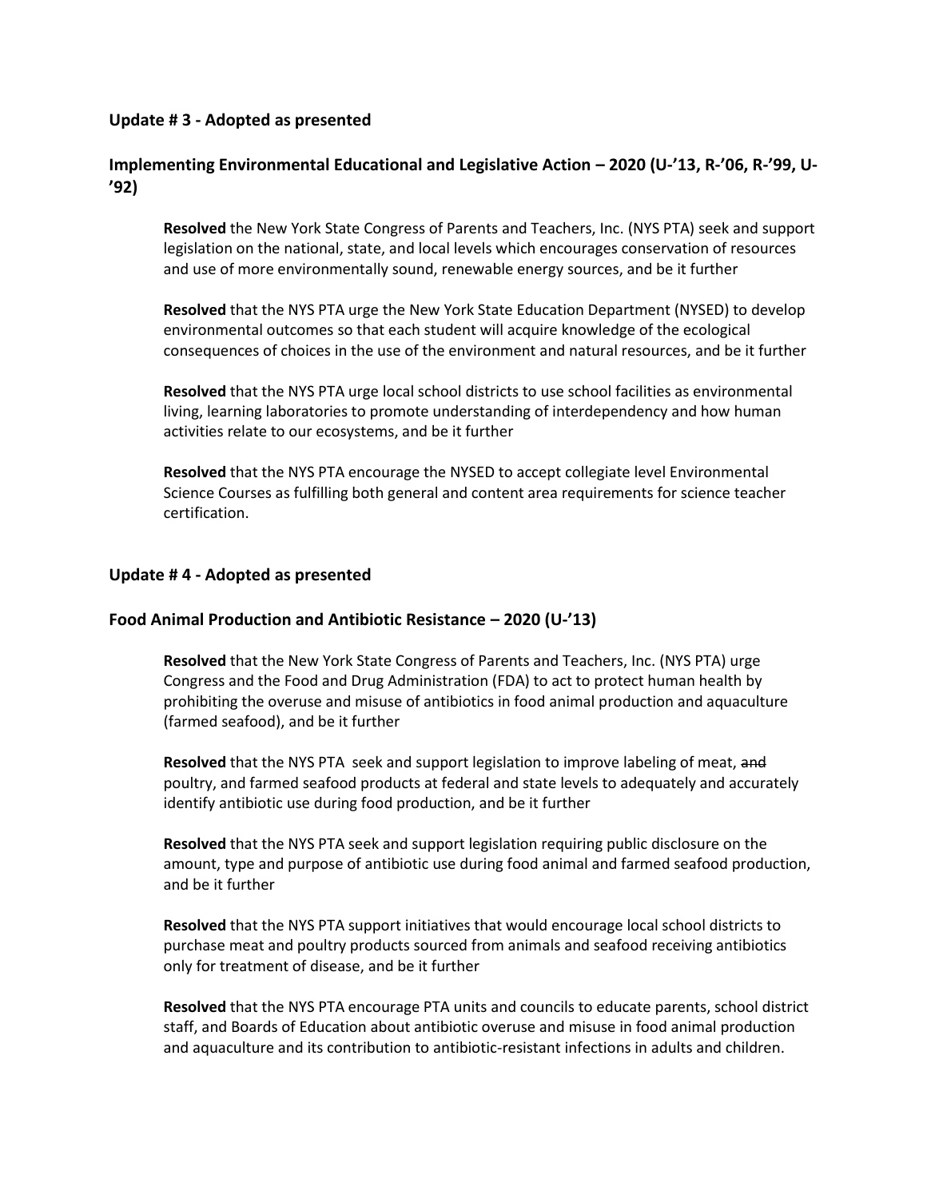**Update # 3 - Adopted as presented**

**Implementing Environmental Educational and Legislative Action – 2020 (U-'13, R-'06, R-'99, U-'92)**

**Resolved** the New York State Congress of Parents and Teachers, Inc. (NYS PTA) seek and support legislation on the national, state, and local levels which encourages conservation of resources and use of more environmentally sound, renewable energy sources, and be it further

**Resolved** that the NYS PTA urge the New York State Education Department (NYSED) to develop environmental outcomes so that each student will acquire knowledge of the ecological consequences of choices in the use of the environment and natural resources, and be it further

**Resolved** that the NYS PTA urge local school districts to use school facilities as environmental living, learning laboratories to promote understanding of interdependency and how human activities relate to our ecosystems, and be it further

**Resolved** that the NYS PTA encourage the NYSED to accept collegiate level Environmental Science Courses as fulfilling both general and content area requirements for science teacher certification.

**Update # 4 - Adopted as presented**

**Food Animal Production and Antibiotic Resistance – 2020 (U-'13)**

**Resolved** that the New York State Congress of Parents and Teachers, Inc. (NYS PTA) urge Congress and the Food and Drug Administration (FDA) to act to protect human health by prohibiting the overuse and misuse of antibiotics in food animal production and aquaculture (farmed seafood), and be it further

**Resolved** that the NYS PTA seek and support legislation to improve labeling of meat, ~~and~~ poultry, and farmed seafood products at federal and state levels to adequately and accurately identify antibiotic use during food production, and be it further

**Resolved** that the NYS PTA seek and support legislation requiring public disclosure on the amount, type and purpose of antibiotic use during food animal and farmed seafood production, and be it further

**Resolved** that the NYS PTA support initiatives that would encourage local school districts to purchase meat and poultry products sourced from animals and seafood receiving antibiotics only for treatment of disease, and be it further

**Resolved** that the NYS PTA encourage PTA units and councils to educate parents, school district staff, and Boards of Education about antibiotic overuse and misuse in food animal production and aquaculture and its contribution to antibiotic-resistant infections in adults and children.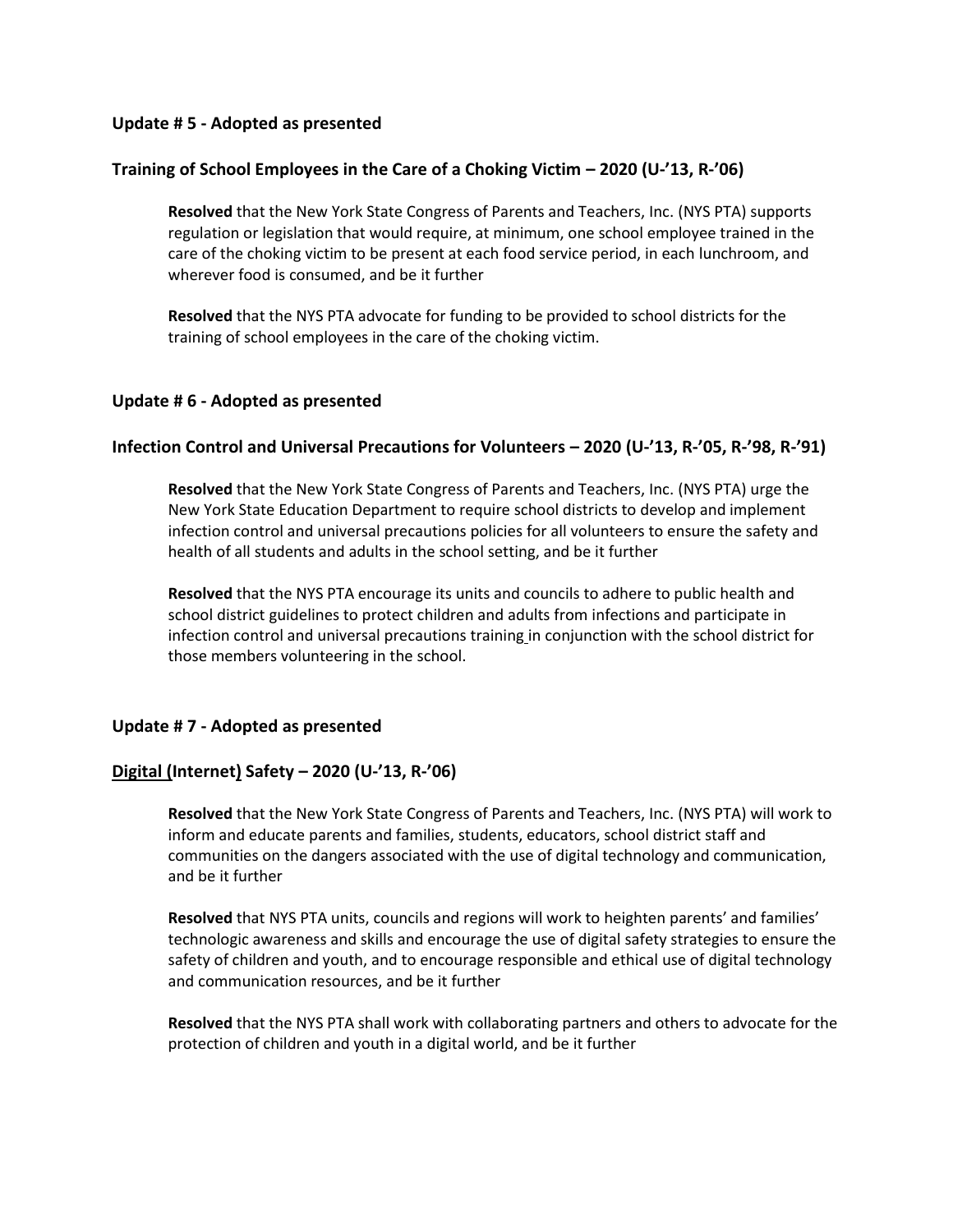**Update # 5 - Adopted as presented**

**Training of School Employees in the Care of a Choking Victim – 2020 (U-'13, R-'06)**

**Resolved** that the New York State Congress of Parents and Teachers, Inc. (NYS PTA) supports regulation or legislation that would require, at minimum, one school employee trained in the care of the choking victim to be present at each food service period, in each lunchroom, and wherever food is consumed, and be it further

**Resolved** that the NYS PTA advocate for funding to be provided to school districts for the training of school employees in the care of the choking victim.

**Update # 6 - Adopted as presented**

**Infection Control and Universal Precautions for Volunteers – 2020 (U-'13, R-'05, R-'98, R-'91)**

**Resolved** that the New York State Congress of Parents and Teachers, Inc. (NYS PTA) urge the New York State Education Department to require school districts to develop and implement infection control and universal precautions policies for all volunteers to ensure the safety and health of all students and adults in the school setting, and be it further

**Resolved** that the NYS PTA encourage its units and councils to adhere to public health and school district guidelines to protect children and adults from infections and participate in infection control and universal precautions training in conjunction with the school district for those members volunteering in the school.

**Update # 7 - Adopted as presented**

**Digital (Internet) Safety – 2020 (U-'13, R-'06)**

**Resolved** that the New York State Congress of Parents and Teachers, Inc. (NYS PTA) will work to inform and educate parents and families, students, educators, school district staff and communities on the dangers associated with the use of digital technology and communication, and be it further

**Resolved** that NYS PTA units, councils and regions will work to heighten parents' and families' technologic awareness and skills and encourage the use of digital safety strategies to ensure the safety of children and youth, and to encourage responsible and ethical use of digital technology and communication resources, and be it further

**Resolved** that the NYS PTA shall work with collaborating partners and others to advocate for the protection of children and youth in a digital world, and be it further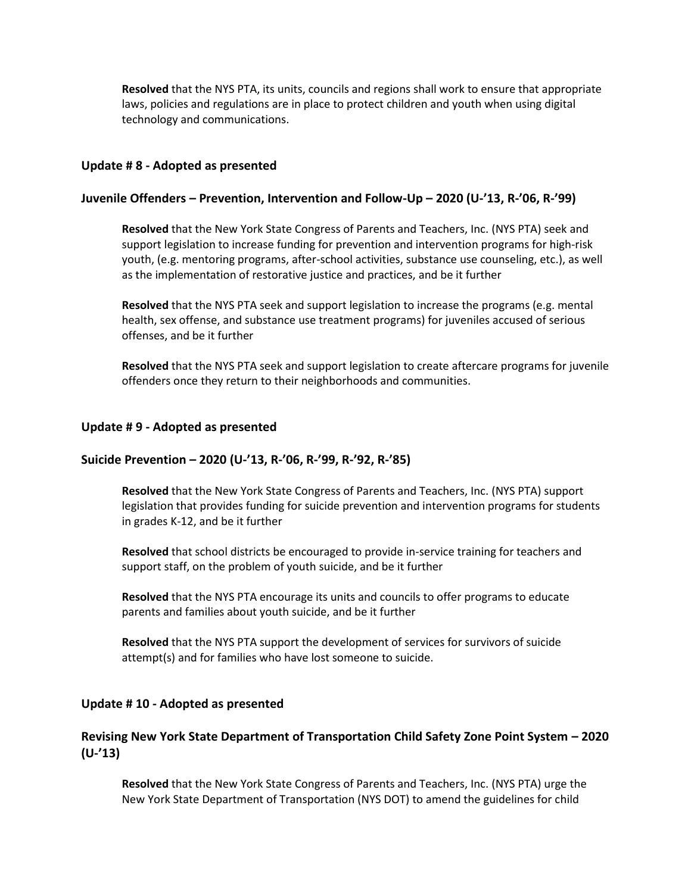**Resolved** that the NYS PTA, its units, councils and regions shall work to ensure that appropriate laws, policies and regulations are in place to protect children and youth when using digital technology and communications.

### Update # 8 - Adopted as presented

### Juvenile Offenders – Prevention, Intervention and Follow-Up – 2020 (U-'13, R-'06, R-'99)

**Resolved** that the New York State Congress of Parents and Teachers, Inc. (NYS PTA) seek and support legislation to increase funding for prevention and intervention programs for high-risk youth, (e.g. mentoring programs, after-school activities, substance use counseling, etc.), as well as the implementation of restorative justice and practices, and be it further

**Resolved** that the NYS PTA seek and support legislation to increase the programs (e.g. mental health, sex offense, and substance use treatment programs) for juveniles accused of serious offenses, and be it further

**Resolved** that the NYS PTA seek and support legislation to create aftercare programs for juvenile offenders once they return to their neighborhoods and communities.

### Update # 9 - Adopted as presented

### Suicide Prevention – 2020 (U-'13, R-'06, R-'99, R-'92, R-'85)

**Resolved** that the New York State Congress of Parents and Teachers, Inc. (NYS PTA) support legislation that provides funding for suicide prevention and intervention programs for students in grades K-12, and be it further

**Resolved** that school districts be encouraged to provide in-service training for teachers and support staff, on the problem of youth suicide, and be it further

**Resolved** that the NYS PTA encourage its units and councils to offer programs to educate parents and families about youth suicide, and be it further

**Resolved** that the NYS PTA support the development of services for survivors of suicide attempt(s) and for families who have lost someone to suicide.

### Update # 10 - Adopted as presented

### Revising New York State Department of Transportation Child Safety Zone Point System – 2020 (U-'13)

**Resolved** that the New York State Congress of Parents and Teachers, Inc. (NYS PTA) urge the New York State Department of Transportation (NYS DOT) to amend the guidelines for child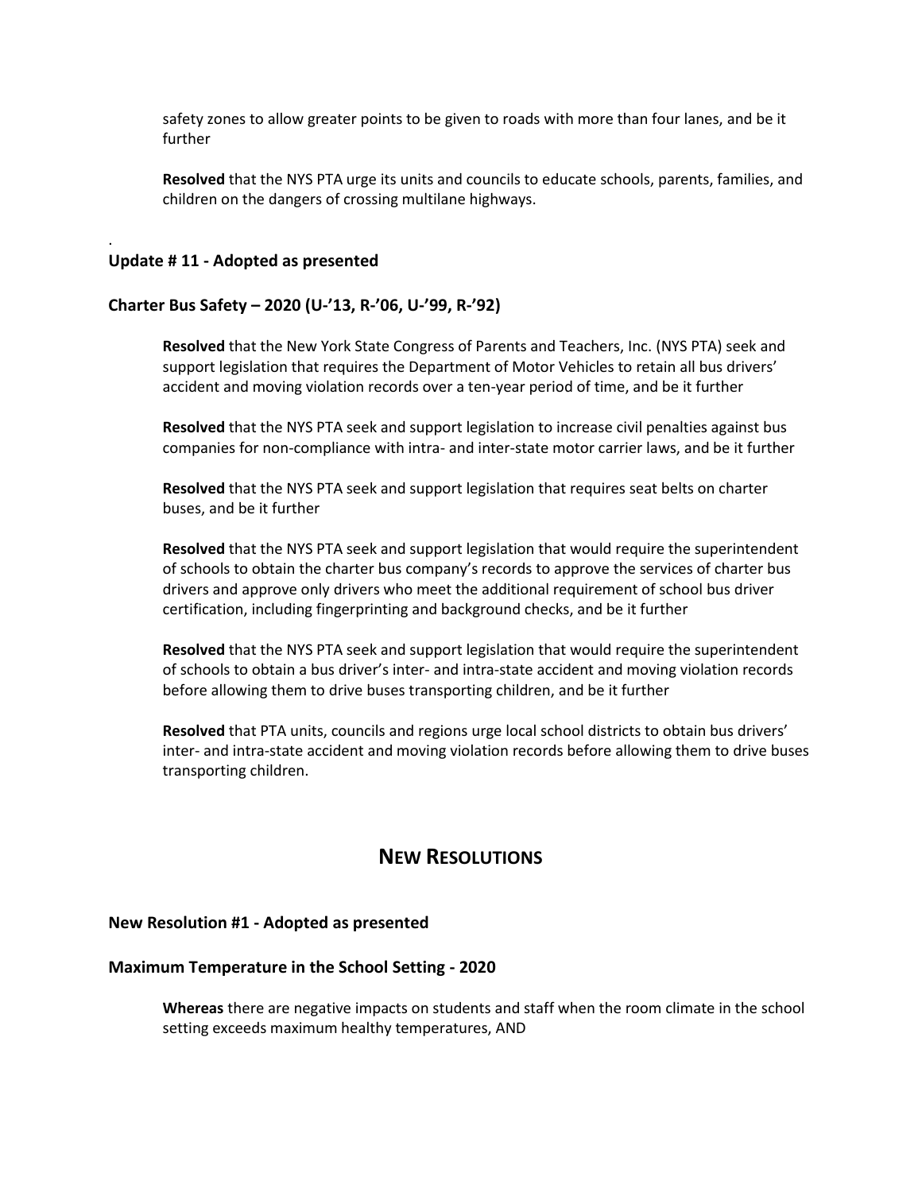safety zones to allow greater points to be given to roads with more than four lanes, and be it further

**Resolved** that the NYS PTA urge its units and councils to educate schools, parents, families, and children on the dangers of crossing multilane highways.

.

### Update # 11 - Adopted as presented

### Charter Bus Safety – 2020 (U-'13, R-'06, U-'99, R-'92)

**Resolved** that the New York State Congress of Parents and Teachers, Inc. (NYS PTA) seek and support legislation that requires the Department of Motor Vehicles to retain all bus drivers' accident and moving violation records over a ten-year period of time, and be it further

**Resolved** that the NYS PTA seek and support legislation to increase civil penalties against bus companies for non-compliance with intra- and inter-state motor carrier laws, and be it further

**Resolved** that the NYS PTA seek and support legislation that requires seat belts on charter buses, and be it further

**Resolved** that the NYS PTA seek and support legislation that would require the superintendent of schools to obtain the charter bus company's records to approve the services of charter bus drivers and approve only drivers who meet the additional requirement of school bus driver certification, including fingerprinting and background checks, and be it further

**Resolved** that the NYS PTA seek and support legislation that would require the superintendent of schools to obtain a bus driver's inter- and intra-state accident and moving violation records before allowing them to drive buses transporting children, and be it further

**Resolved** that PTA units, councils and regions urge local school districts to obtain bus drivers' inter- and intra-state accident and moving violation records before allowing them to drive buses transporting children.

## NEW RESOLUTIONS

### New Resolution #1 - Adopted as presented

### Maximum Temperature in the School Setting - 2020

**Whereas** there are negative impacts on students and staff when the room climate in the school setting exceeds maximum healthy temperatures, AND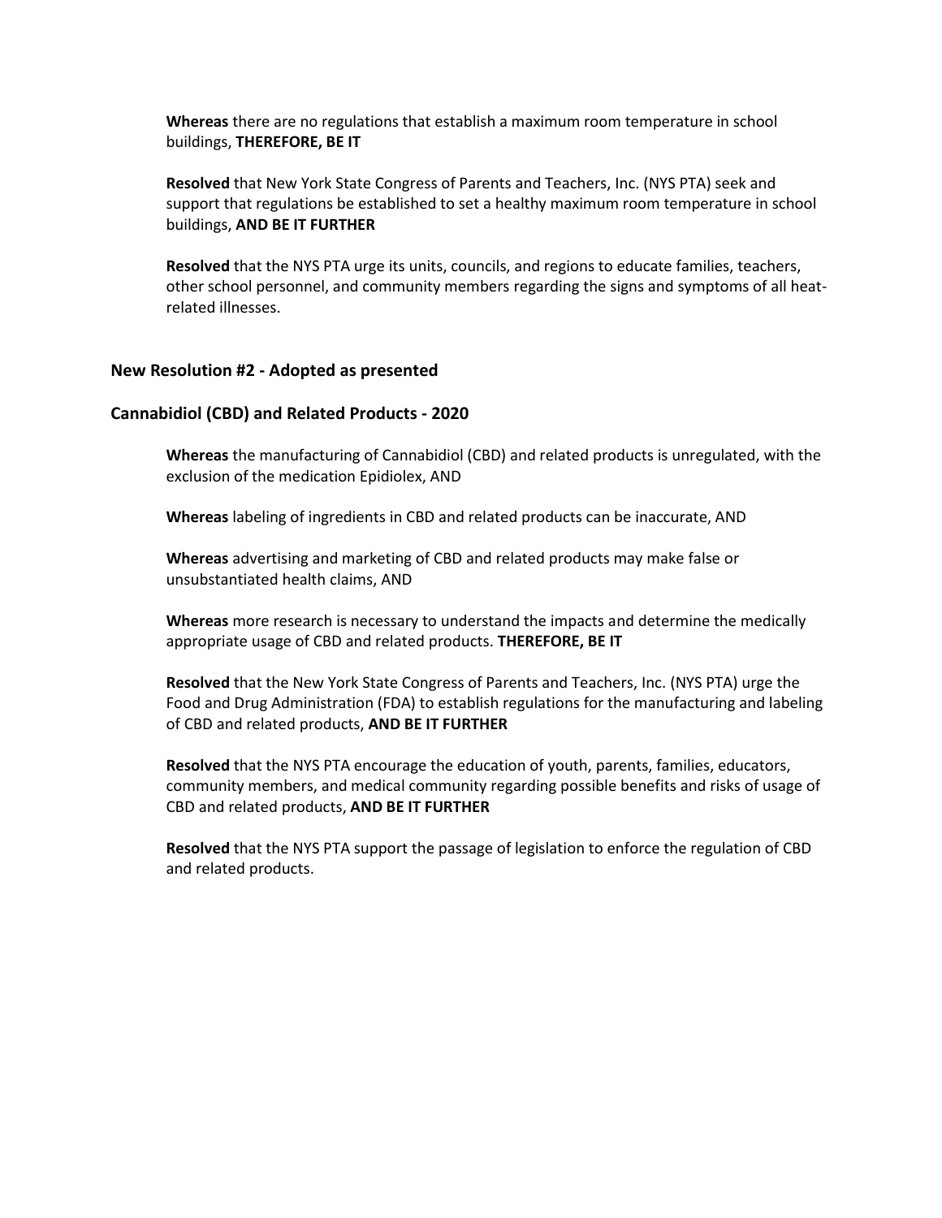**Whereas** there are no regulations that establish a maximum room temperature in school buildings, **THEREFORE, BE IT**

**Resolved** that New York State Congress of Parents and Teachers, Inc. (NYS PTA) seek and support that regulations be established to set a healthy maximum room temperature in school buildings, **AND BE IT FURTHER**

**Resolved** that the NYS PTA urge its units, councils, and regions to educate families, teachers, other school personnel, and community members regarding the signs and symptoms of all heat-related illnesses.

### New Resolution #2 - Adopted as presented

### Cannabidiol (CBD) and Related Products - 2020

**Whereas** the manufacturing of Cannabidiol (CBD) and related products is unregulated, with the exclusion of the medication Epidiolex, AND

**Whereas** labeling of ingredients in CBD and related products can be inaccurate, AND

**Whereas** advertising and marketing of CBD and related products may make false or unsubstantiated health claims, AND

**Whereas** more research is necessary to understand the impacts and determine the medically appropriate usage of CBD and related products. **THEREFORE, BE IT**

**Resolved** that the New York State Congress of Parents and Teachers, Inc. (NYS PTA) urge the Food and Drug Administration (FDA) to establish regulations for the manufacturing and labeling of CBD and related products, **AND BE IT FURTHER**

**Resolved** that the NYS PTA encourage the education of youth, parents, families, educators, community members, and medical community regarding possible benefits and risks of usage of CBD and related products, **AND BE IT FURTHER**

**Resolved** that the NYS PTA support the passage of legislation to enforce the regulation of CBD and related products.